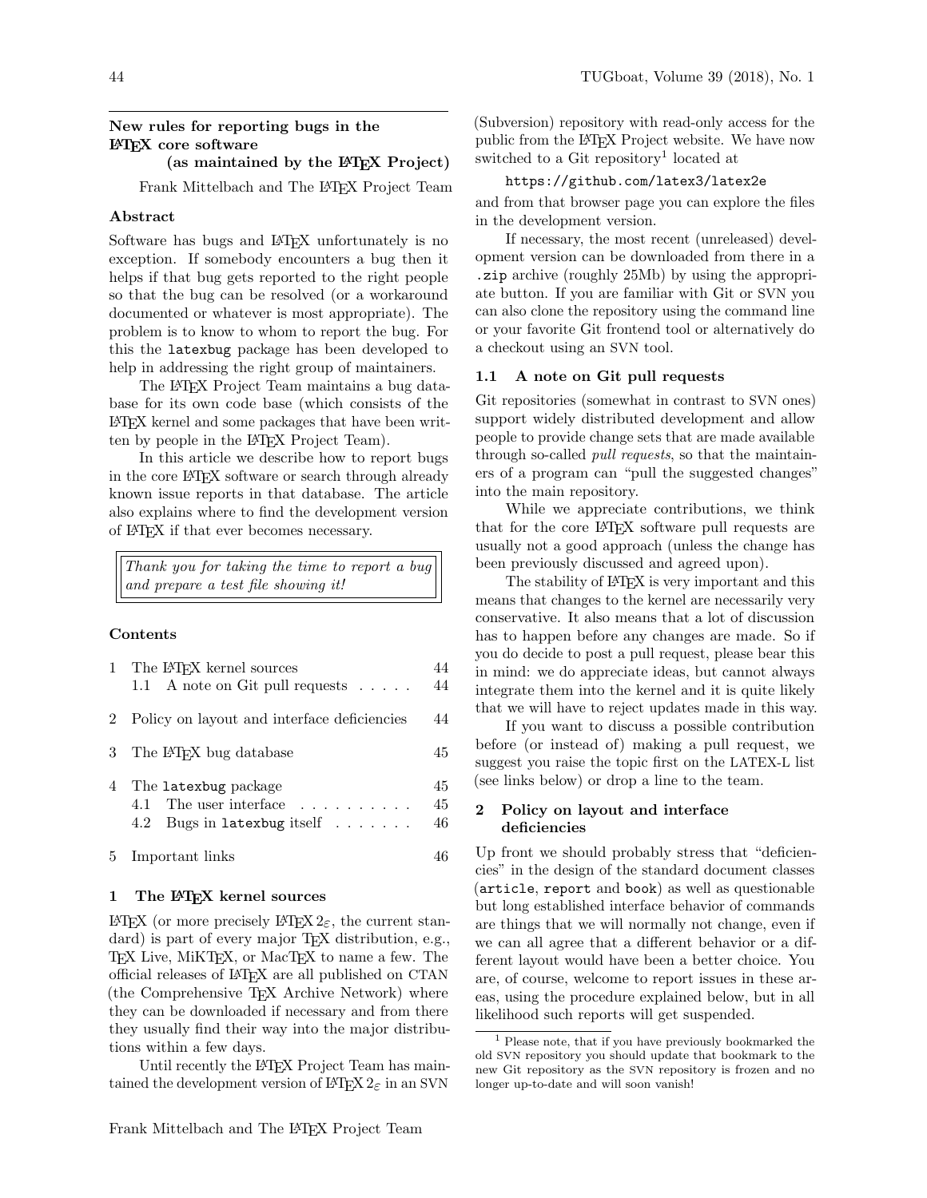# New rules for reporting bugs in the LaTeX core software (as maintained by the LaTeX Project)

Frank Mittelbach and The LaTeX Project Team

## Abstract

Software has bugs and LaTeX unfortunately is no exception. If somebody encounters a bug then it helps if that bug gets reported to the right people so that the bug can be resolved (or a workaround documented or whatever is most appropriate). The problem is to know to whom to report the bug. For this the `latexbug` package has been developed to help in addressing the right group of maintainers.

The LaTeX Project Team maintains a bug database for its own code base (which consists of the LaTeX kernel and some packages that have been written by people in the LaTeX Project Team).

In this article we describe how to report bugs in the core LaTeX software or search through already known issue reports in that database. The article also explains where to find the development version of LaTeX if that ever becomes necessary.

> *Thank you for taking the time to report a bug and prepare a test file showing it!*

## Contents

| | | |
|---|---|---|
| 1 | The LaTeX kernel sources | 44 |
| | 1.1 A note on Git pull requests | 44 |
| 2 | Policy on layout and interface deficiencies | 44 |
| 3 | The LaTeX bug database | 45 |
| 4 | The `latexbug` package | 45 |
| | 4.1 The user interface | 45 |
| | 4.2 Bugs in `latexbug` itself | 46 |
| 5 | Important links | 46 |

## 1 The LaTeX kernel sources

LaTeX (or more precisely LaTeX $2_\varepsilon$, the current standard) is part of every major TeX distribution, e.g., TeX Live, MiKTeX, or MacTeX to name a few. The official releases of LaTeX are all published on CTAN (the Comprehensive TeX Archive Network) where they can be downloaded if necessary and from there they usually find their way into the major distributions within a few days.

Until recently the LaTeX Project Team has maintained the development version of LaTeX $2_\varepsilon$ in an SVN (Subversion) repository with read-only access for the public from the LaTeX Project website. We have now switched to a Git repository[1] located at

`https://github.com/latex3/latex2e`

and from that browser page you can explore the files in the development version.

If necessary, the most recent (unreleased) development version can be downloaded from there in a `.zip` archive (roughly 25Mb) by using the appropriate button. If you are familiar with Git or SVN you can also clone the repository using the command line or your favorite Git frontend tool or alternatively do a checkout using an SVN tool.

### 1.1 A note on Git pull requests

Git repositories (somewhat in contrast to SVN ones) support widely distributed development and allow people to provide change sets that are made available through so-called *pull requests*, so that the maintainers of a program can "pull the suggested changes" into the main repository.

While we appreciate contributions, we think that for the core LaTeX software pull requests are usually not a good approach (unless the change has been previously discussed and agreed upon).

The stability of LaTeX is very important and this means that changes to the kernel are necessarily very conservative. It also means that a lot of discussion has to happen before any changes are made. So if you do decide to post a pull request, please bear this in mind: we do appreciate ideas, but cannot always integrate them into the kernel and it is quite likely that we will have to reject updates made in this way.

If you want to discuss a possible contribution before (or instead of) making a pull request, we suggest you raise the topic first on the LATEX-L list (see links below) or drop a line to the team.

## 2 Policy on layout and interface deficiencies

Up front we should probably stress that "deficiencies" in the design of the standard document classes (`article`, `report` and `book`) as well as questionable but long established interface behavior of commands are things that we will normally not change, even if we can all agree that a different behavior or a different layout would have been a better choice. You are, of course, welcome to report issues in these areas, using the procedure explained below, but in all likelihood such reports will get suspended.

[1] Please note, that if you have previously bookmarked the old SVN repository you should update that bookmark to the new Git repository as the SVN repository is frozen and no longer up-to-date and will soon vanish!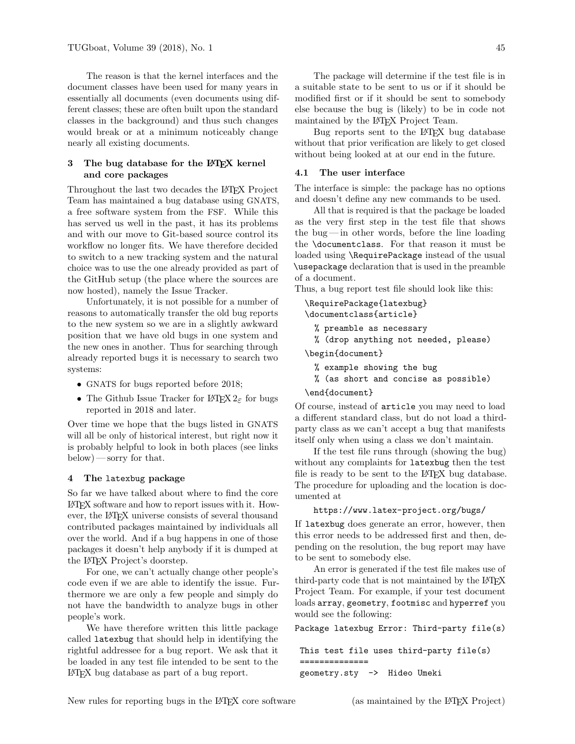The reason is that the kernel interfaces and the document classes have been used for many years in essentially all documents (even documents using different classes; these are often built upon the standard classes in the background) and thus such changes would break or at a minimum noticeably change nearly all existing documents.

## 3 The bug database for the LaTeX kernel and core packages

Throughout the last two decades the LaTeX Project Team has maintained a bug database using GNATS, a free software system from the FSF. While this has served us well in the past, it has its problems and with our move to Git-based source control its workflow no longer fits. We have therefore decided to switch to a new tracking system and the natural choice was to use the one already provided as part of the GitHub setup (the place where the sources are now hosted), namely the Issue Tracker.

Unfortunately, it is not possible for a number of reasons to automatically transfer the old bug reports to the new system so we are in a slightly awkward position that we have old bugs in one system and the new ones in another. Thus for searching through already reported bugs it is necessary to search two systems:

- GNATS for bugs reported before 2018;
- The Github Issue Tracker for LaTeX $2_\varepsilon$ for bugs reported in 2018 and later.

Over time we hope that the bugs listed in GNATS will all be only of historical interest, but right now it is probably helpful to look in both places (see links below) — sorry for that.

## 4 The `latexbug` package

So far we have talked about where to find the core LaTeX software and how to report issues with it. However, the LaTeX universe consists of several thousand contributed packages maintained by individuals all over the world. And if a bug happens in one of those packages it doesn't help anybody if it is dumped at the LaTeX Project's doorstep.

For one, we can't actually change other people's code even if we are able to identify the issue. Furthermore we are only a few people and simply do not have the bandwidth to analyze bugs in other people's work.

We have therefore written this little package called `latexbug` that should help in identifying the rightful addressee for a bug report. We ask that it be loaded in any test file intended to be sent to the LaTeX bug database as part of a bug report.

The package will determine if the test file is in a suitable state to be sent to us or if it should be modified first or if it should be sent to somebody else because the bug is (likely) to be in code not maintained by the LaTeX Project Team.

Bug reports sent to the LaTeX bug database without that prior verification are likely to get closed without being looked at at our end in the future.

### 4.1 The user interface

The interface is simple: the package has no options and doesn't define any new commands to be used.

All that is required is that the package be loaded as the very first step in the test file that shows the bug — in other words, before the line loading the `\documentclass`. For that reason it must be loaded using `\RequirePackage` instead of the usual `\usepackage` declaration that is used in the preamble of a document.

Thus, a bug report test file should look like this:

```
\RequirePackage{latexbug}
\documentclass{article}
  % preamble as necessary
  % (drop anything not needed, please)
\begin{document}
  % example showing the bug
  % (as short and concise as possible)
\end{document}
```

Of course, instead of `article` you may need to load a different standard class, but do not load a third-party class as we can't accept a bug that manifests itself only when using a class we don't maintain.

If the test file runs through (showing the bug) without any complaints for `latexbug` then the test file is ready to be sent to the LaTeX bug database. The procedure for uploading and the location is documented at

https://www.latex-project.org/bugs/

If `latexbug` does generate an error, however, then this error needs to be addressed first and then, depending on the resolution, the bug report may have to be sent to somebody else.

An error is generated if the test file makes use of third-party code that is not maintained by the LaTeX Project Team. For example, if your test document loads `array`, `geometry`, `footmisc` and `hyperref` you would see the following:

```
Package latexbug Error: Third-party file(s)

 This test file uses third-party file(s)
 ==============
 geometry.sty  ->  Hideo Umeki
```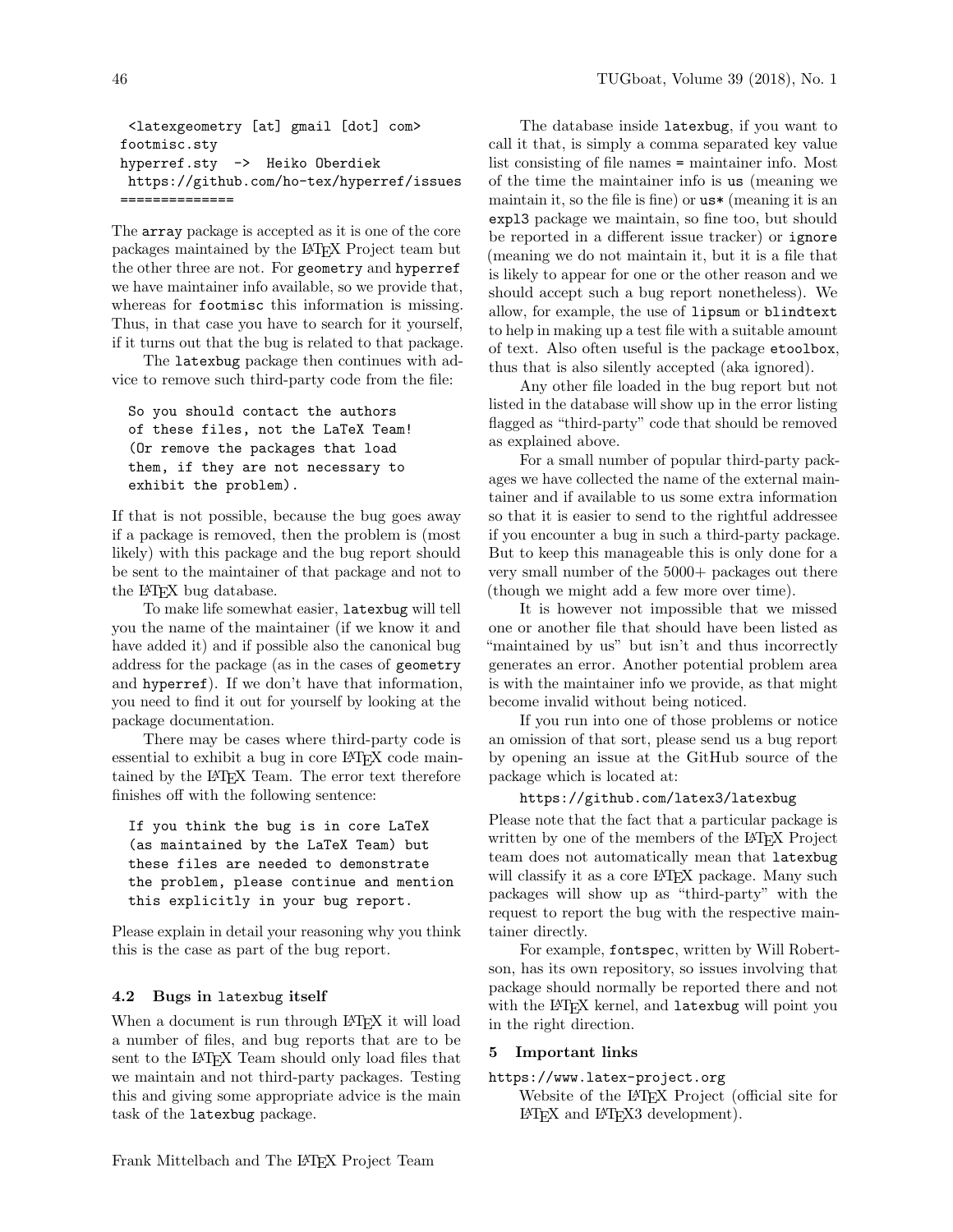```
 <latexgeometry [at] gmail [dot] com>
footmisc.sty
hyperref.sty  ->  Heiko Oberdiek
 https://github.com/ho-tex/hyperref/issues
==============
```

The `array` package is accepted as it is one of the core packages maintained by the LaTeX Project team but the other three are not. For `geometry` and `hyperref` we have maintainer info available, so we provide that, whereas for `footmisc` this information is missing. Thus, in that case you have to search for it yourself, if it turns out that the bug is related to that package.

The `latexbug` package then continues with advice to remove such third-party code from the file:

```
So you should contact the authors
of these files, not the LaTeX Team!
(Or remove the packages that load
them, if they are not necessary to
exhibit the problem).
```

If that is not possible, because the bug goes away if a package is removed, then the problem is (most likely) with this package and the bug report should be sent to the maintainer of that package and not to the LaTeX bug database.

To make life somewhat easier, `latexbug` will tell you the name of the maintainer (if we know it and have added it) and if possible also the canonical bug address for the package (as in the cases of `geometry` and `hyperref`). If we don't have that information, you need to find it out for yourself by looking at the package documentation.

There may be cases where third-party code is essential to exhibit a bug in core LaTeX code maintained by the LaTeX Team. The error text therefore finishes off with the following sentence:

```
If you think the bug is in core LaTeX
(as maintained by the LaTeX Team) but
these files are needed to demonstrate
the problem, please continue and mention
this explicitly in your bug report.
```

Please explain in detail your reasoning why you think this is the case as part of the bug report.

### 4.2 Bugs in `latexbug` itself

When a document is run through LaTeX it will load a number of files, and bug reports that are to be sent to the LaTeX Team should only load files that we maintain and not third-party packages. Testing this and giving some appropriate advice is the main task of the `latexbug` package.

The database inside `latexbug`, if you want to call it that, is simply a comma separated key value list consisting of file names = maintainer info. Most of the time the maintainer info is `us` (meaning we maintain it, so the file is fine) or `us*` (meaning it is an `expl3` package we maintain, so fine too, but should be reported in a different issue tracker) or `ignore` (meaning we do not maintain it, but it is a file that is likely to appear for one or the other reason and we should accept such a bug report nonetheless). We allow, for example, the use of `lipsum` or `blindtext` to help in making up a test file with a suitable amount of text. Also often useful is the package `etoolbox`, thus that is also silently accepted (aka ignored).

Any other file loaded in the bug report but not listed in the database will show up in the error listing flagged as "third-party" code that should be removed as explained above.

For a small number of popular third-party packages we have collected the name of the external maintainer and if available to us some extra information so that it is easier to send to the rightful addressee if you encounter a bug in such a third-party package. But to keep this manageable this is only done for a very small number of the 5000+ packages out there (though we might add a few more over time).

It is however not impossible that we missed one or another file that should have been listed as "maintained by us" but isn't and thus incorrectly generates an error. Another potential problem area is with the maintainer info we provide, as that might become invalid without being noticed.

If you run into one of those problems or notice an omission of that sort, please send us a bug report by opening an issue at the GitHub source of the package which is located at:

`https://github.com/latex3/latexbug`

Please note that the fact that a particular package is written by one of the members of the LaTeX Project team does not automatically mean that `latexbug` will classify it as a core LaTeX package. Many such packages will show up as "third-party" with the request to report the bug with the respective maintainer directly.

For example, `fontspec`, written by Will Robertson, has its own repository, so issues involving that package should normally be reported there and not with the LaTeX kernel, and `latexbug` will point you in the right direction.

## 5 Important links

`https://www.latex-project.org`
: Website of the LaTeX Project (official site for LaTeX and LaTeX3 development).

Frank Mittelbach and The LaTeX Project Team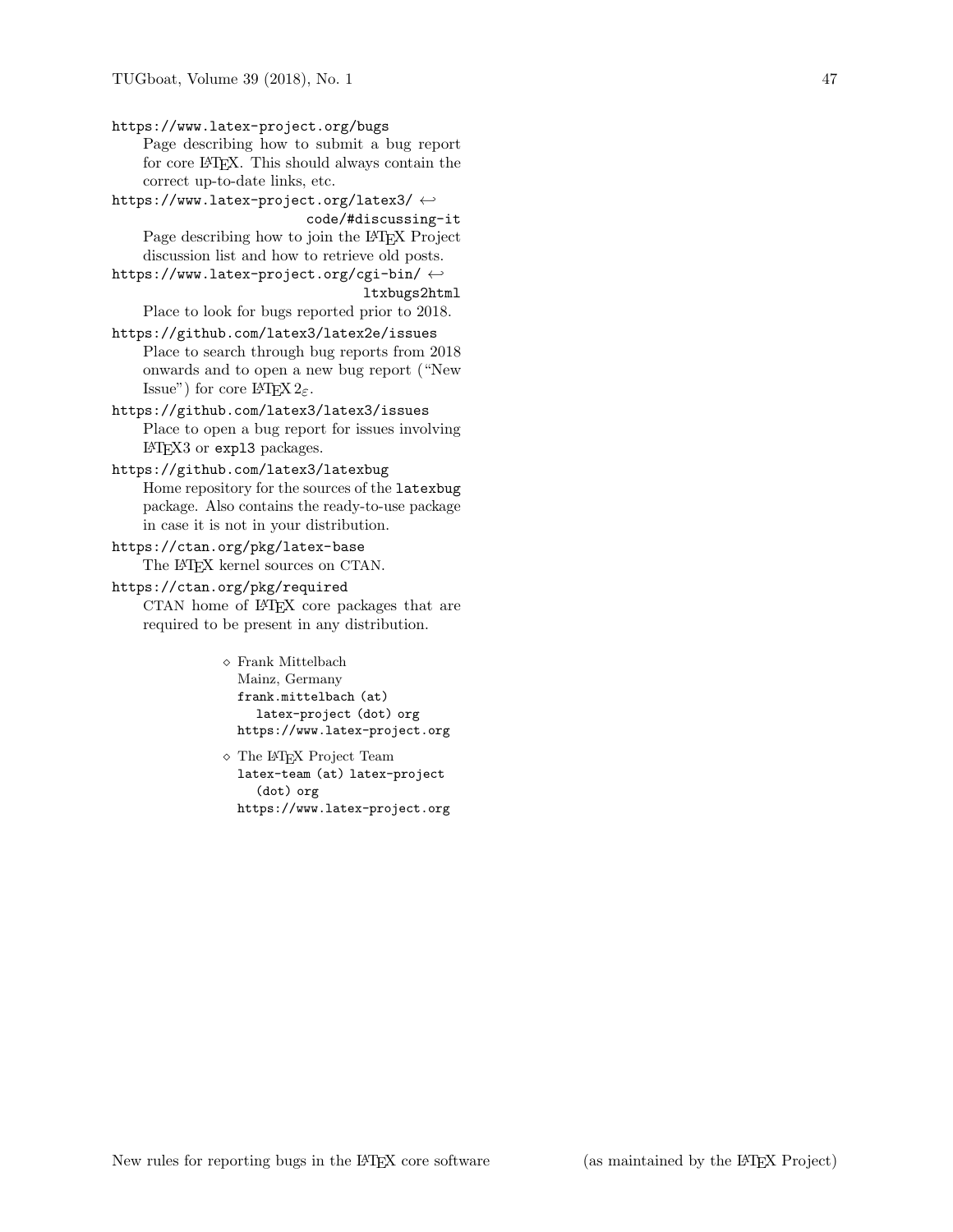`https://www.latex-project.org/bugs`
: Page describing how to submit a bug report for core LaTeX. This should always contain the correct up-to-date links, etc.

`https://www.latex-project.org/latex3/code/#discussing-it`
: Page describing how to join the LaTeX Project discussion list and how to retrieve old posts.

`https://www.latex-project.org/cgi-bin/ltxbugs2html`
: Place to look for bugs reported prior to 2018.

`https://github.com/latex3/latex2e/issues`
: Place to search through bug reports from 2018 onwards and to open a new bug report ("New Issue") for core LaTeX $2_{\varepsilon}$.

`https://github.com/latex3/latex3/issues`
: Place to open a bug report for issues involving LaTeX3 or `expl3` packages.

`https://github.com/latex3/latexbug`
: Home repository for the sources of the `latexbug` package. Also contains the ready-to-use package in case it is not in your distribution.

`https://ctan.org/pkg/latex-base`
: The LaTeX kernel sources on CTAN.

`https://ctan.org/pkg/required`
: CTAN home of LaTeX core packages that are required to be present in any distribution.

◇ Frank Mittelbach
Mainz, Germany
`frank.mittelbach (at) latex-project (dot) org`
`https://www.latex-project.org`

◇ The LaTeX Project Team
`latex-team (at) latex-project (dot) org`
`https://www.latex-project.org`